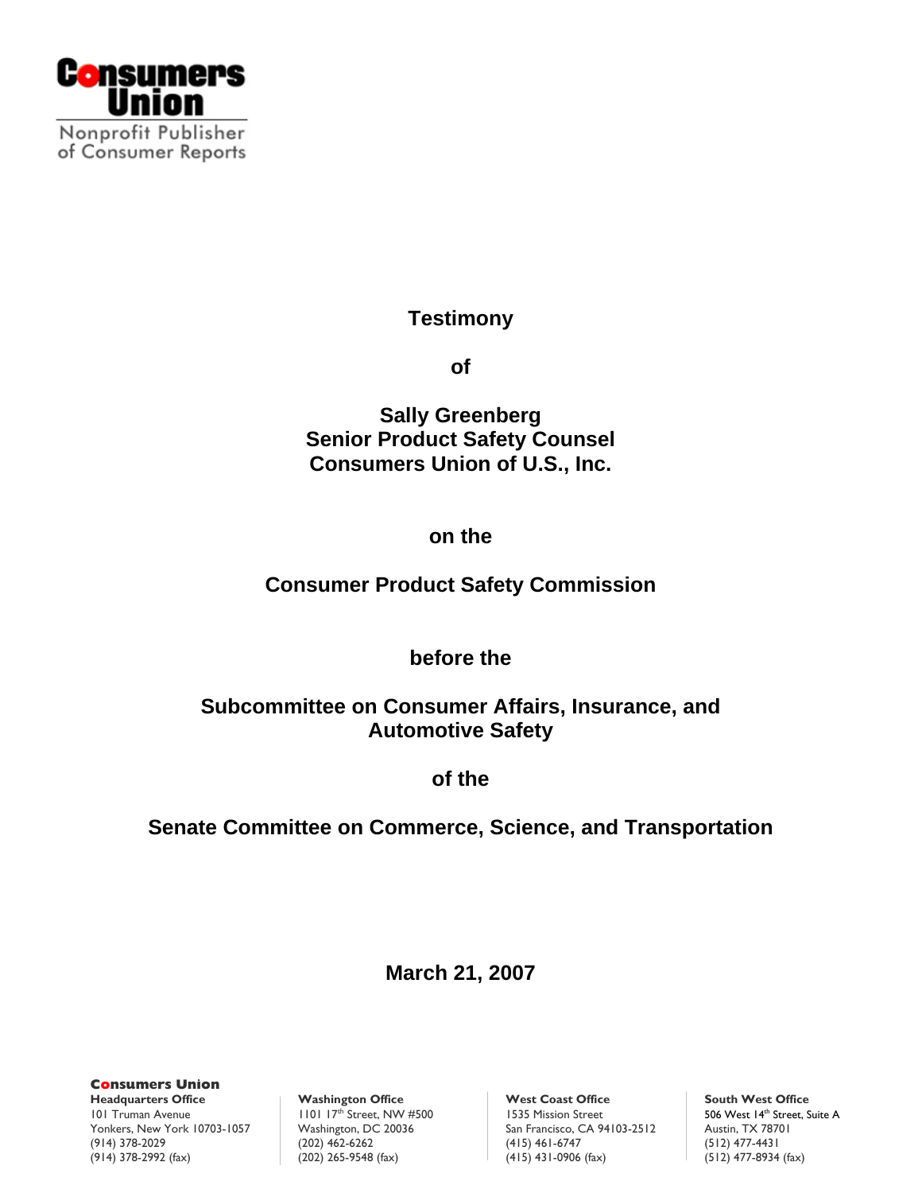**Consumers Union**

Nonprofit Publisher of Consumer Reports

# Testimony

**of**

**Sally Greenberg**
**Senior Product Safety Counsel**
**Consumers Union of U.S., Inc.**

**on the**

**Consumer Product Safety Commission**

**before the**

**Subcommittee on Consumer Affairs, Insurance, and Automotive Safety**

**of the**

**Senate Committee on Commerce, Science, and Transportation**

**March 21, 2007**

**Consumers Union**

**Headquarters Office**
101 Truman Avenue
Yonkers, New York 10703-1057
(914) 378-2029
(914) 378-2992 (fax)

**Washington Office**
1101 17th Street, NW #500
Washington, DC 20036
(202) 462-6262
(202) 265-9548 (fax)

**West Coast Office**
1535 Mission Street
San Francisco, CA 94103-2512
(415) 461-6747
(415) 431-0906 (fax)

**South West Office**
506 West 14th Street, Suite A
Austin, TX 78701
(512) 477-4431
(512) 477-8934 (fax)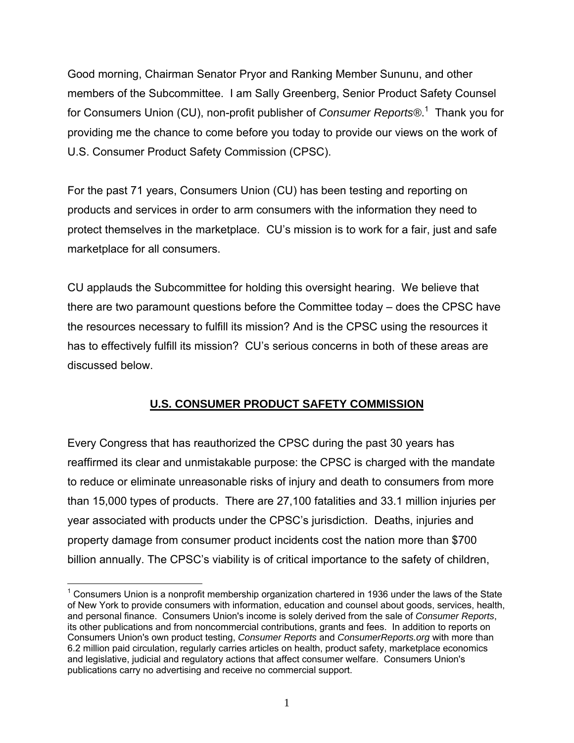Good morning, Chairman Senator Pryor and Ranking Member Sununu, and other members of the Subcommittee. I am Sally Greenberg, Senior Product Safety Counsel for Consumers Union (CU), non-profit publisher of *Consumer Reports®*.[1] Thank you for providing me the chance to come before you today to provide our views on the work of U.S. Consumer Product Safety Commission (CPSC).

For the past 71 years, Consumers Union (CU) has been testing and reporting on products and services in order to arm consumers with the information they need to protect themselves in the marketplace. CU's mission is to work for a fair, just and safe marketplace for all consumers.

CU applauds the Subcommittee for holding this oversight hearing. We believe that there are two paramount questions before the Committee today – does the CPSC have the resources necessary to fulfill its mission? And is the CPSC using the resources it has to effectively fulfill its mission? CU's serious concerns in both of these areas are discussed below.

## U.S. CONSUMER PRODUCT SAFETY COMMISSION

Every Congress that has reauthorized the CPSC during the past 30 years has reaffirmed its clear and unmistakable purpose: the CPSC is charged with the mandate to reduce or eliminate unreasonable risks of injury and death to consumers from more than 15,000 types of products. There are 27,100 fatalities and 33.1 million injuries per year associated with products under the CPSC's jurisdiction. Deaths, injuries and property damage from consumer product incidents cost the nation more than $700 billion annually. The CPSC's viability is of critical importance to the safety of children,

[1] Consumers Union is a nonprofit membership organization chartered in 1936 under the laws of the State of New York to provide consumers with information, education and counsel about goods, services, health, and personal finance. Consumers Union's income is solely derived from the sale of *Consumer Reports*, its other publications and from noncommercial contributions, grants and fees. In addition to reports on Consumers Union's own product testing, *Consumer Reports* and *ConsumerReports.org* with more than 6.2 million paid circulation, regularly carries articles on health, product safety, marketplace economics and legislative, judicial and regulatory actions that affect consumer welfare. Consumers Union's publications carry no advertising and receive no commercial support.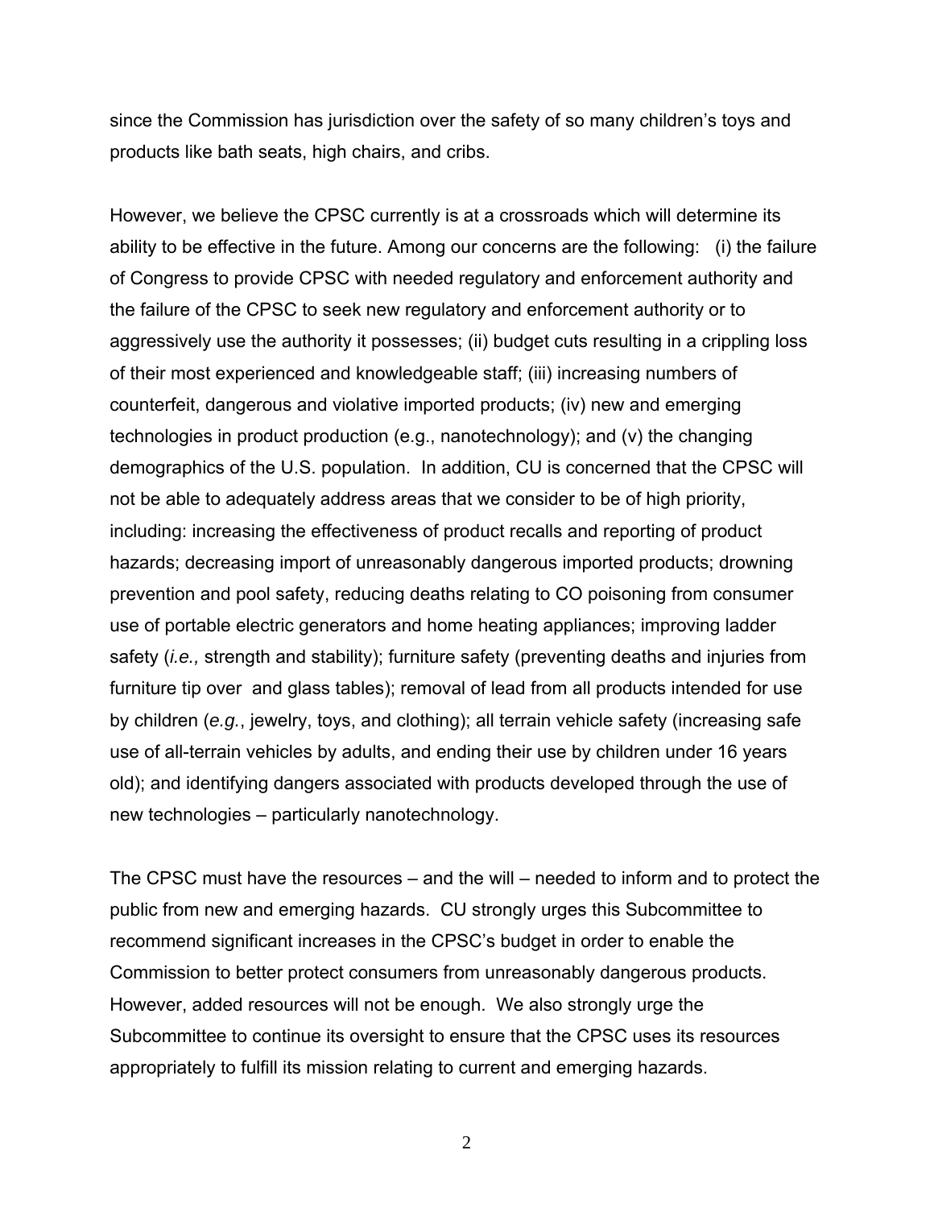since the Commission has jurisdiction over the safety of so many children's toys and products like bath seats, high chairs, and cribs.

However, we believe the CPSC currently is at a crossroads which will determine its ability to be effective in the future. Among our concerns are the following: (i) the failure of Congress to provide CPSC with needed regulatory and enforcement authority and the failure of the CPSC to seek new regulatory and enforcement authority or to aggressively use the authority it possesses; (ii) budget cuts resulting in a crippling loss of their most experienced and knowledgeable staff; (iii) increasing numbers of counterfeit, dangerous and violative imported products; (iv) new and emerging technologies in product production (e.g., nanotechnology); and (v) the changing demographics of the U.S. population. In addition, CU is concerned that the CPSC will not be able to adequately address areas that we consider to be of high priority, including: increasing the effectiveness of product recalls and reporting of product hazards; decreasing import of unreasonably dangerous imported products; drowning prevention and pool safety, reducing deaths relating to CO poisoning from consumer use of portable electric generators and home heating appliances; improving ladder safety (*i.e.,* strength and stability); furniture safety (preventing deaths and injuries from furniture tip over and glass tables); removal of lead from all products intended for use by children (*e.g.*, jewelry, toys, and clothing); all terrain vehicle safety (increasing safe use of all-terrain vehicles by adults, and ending their use by children under 16 years old); and identifying dangers associated with products developed through the use of new technologies – particularly nanotechnology.

The CPSC must have the resources – and the will – needed to inform and to protect the public from new and emerging hazards. CU strongly urges this Subcommittee to recommend significant increases in the CPSC's budget in order to enable the Commission to better protect consumers from unreasonably dangerous products. However, added resources will not be enough. We also strongly urge the Subcommittee to continue its oversight to ensure that the CPSC uses its resources appropriately to fulfill its mission relating to current and emerging hazards.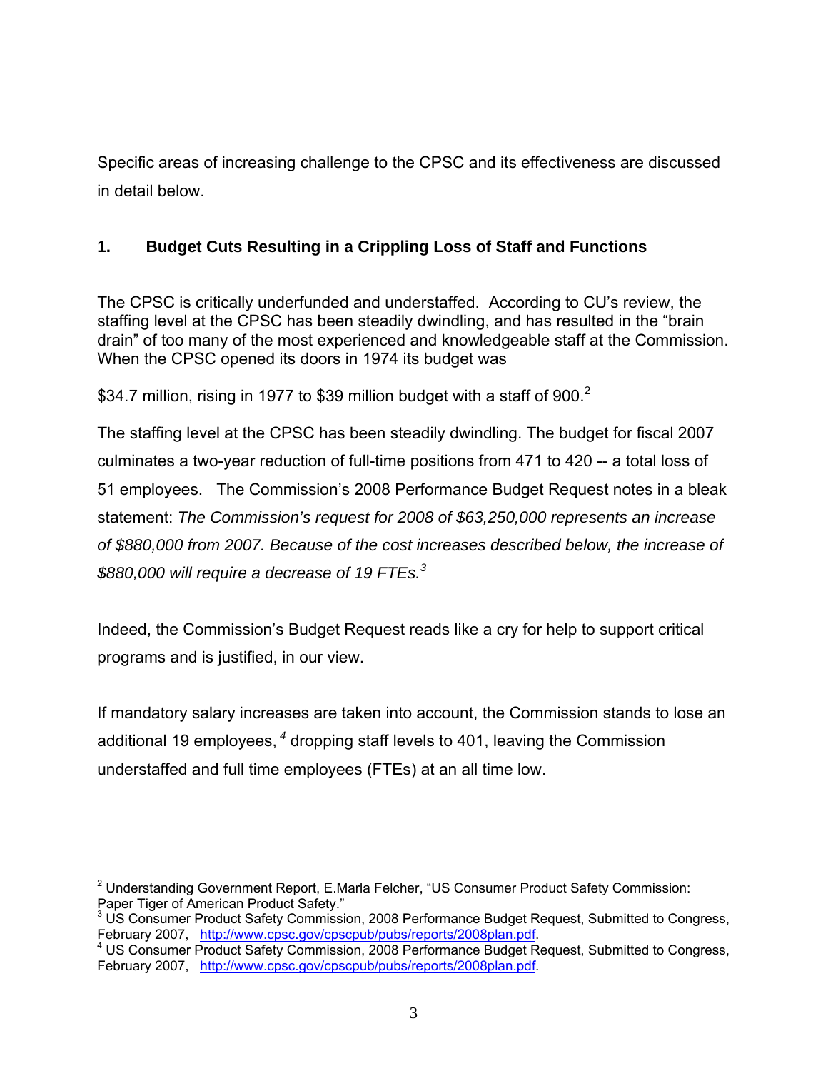Specific areas of increasing challenge to the CPSC and its effectiveness are discussed in detail below.

### 1. Budget Cuts Resulting in a Crippling Loss of Staff and Functions

The CPSC is critically underfunded and understaffed. According to CU's review, the staffing level at the CPSC has been steadily dwindling, and has resulted in the "brain drain" of too many of the most experienced and knowledgeable staff at the Commission. When the CPSC opened its doors in 1974 its budget was

$34.7 million, rising in 1977 to $39 million budget with a staff of 900.[2]

The staffing level at the CPSC has been steadily dwindling. The budget for fiscal 2007 culminates a two-year reduction of full-time positions from 471 to 420 -- a total loss of 51 employees. The Commission's 2008 Performance Budget Request notes in a bleak statement: *The Commission's request for 2008 of $63,250,000 represents an increase of $880,000 from 2007. Because of the cost increases described below, the increase of $880,000 will require a decrease of 19 FTEs.*[3]

Indeed, the Commission's Budget Request reads like a cry for help to support critical programs and is justified, in our view.

If mandatory salary increases are taken into account, the Commission stands to lose an additional 19 employees,[4] dropping staff levels to 401, leaving the Commission understaffed and full time employees (FTEs) at an all time low.

---

[2] Understanding Government Report, E.Marla Felcher, "US Consumer Product Safety Commission: Paper Tiger of American Product Safety."

[3] US Consumer Product Safety Commission, 2008 Performance Budget Request, Submitted to Congress, February 2007, http://www.cpsc.gov/cpscpub/pubs/reports/2008plan.pdf.

[4] US Consumer Product Safety Commission, 2008 Performance Budget Request, Submitted to Congress, February 2007, http://www.cpsc.gov/cpscpub/pubs/reports/2008plan.pdf.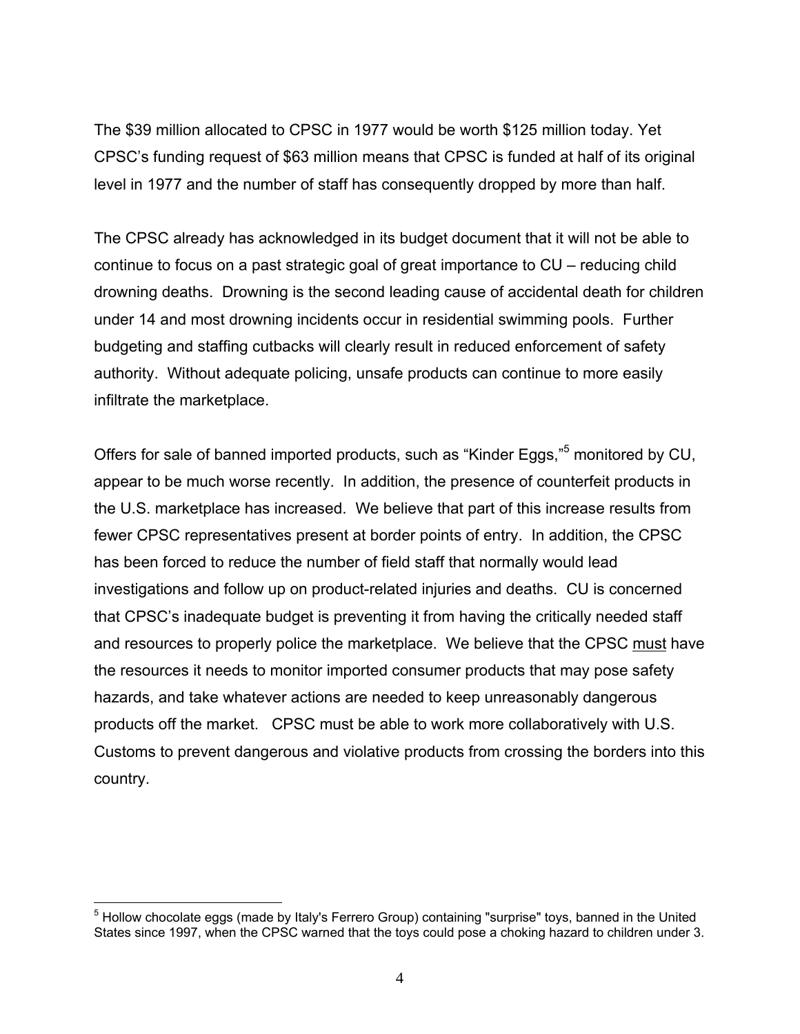The $39 million allocated to CPSC in 1977 would be worth $125 million today. Yet CPSC's funding request of $63 million means that CPSC is funded at half of its original level in 1977 and the number of staff has consequently dropped by more than half.

The CPSC already has acknowledged in its budget document that it will not be able to continue to focus on a past strategic goal of great importance to CU – reducing child drowning deaths. Drowning is the second leading cause of accidental death for children under 14 and most drowning incidents occur in residential swimming pools. Further budgeting and staffing cutbacks will clearly result in reduced enforcement of safety authority. Without adequate policing, unsafe products can continue to more easily infiltrate the marketplace.

Offers for sale of banned imported products, such as "Kinder Eggs,"[5] monitored by CU, appear to be much worse recently. In addition, the presence of counterfeit products in the U.S. marketplace has increased. We believe that part of this increase results from fewer CPSC representatives present at border points of entry. In addition, the CPSC has been forced to reduce the number of field staff that normally would lead investigations and follow up on product-related injuries and deaths. CU is concerned that CPSC's inadequate budget is preventing it from having the critically needed staff and resources to properly police the marketplace. We believe that the CPSC <u>must</u> have the resources it needs to monitor imported consumer products that may pose safety hazards, and take whatever actions are needed to keep unreasonably dangerous products off the market. CPSC must be able to work more collaboratively with U.S. Customs to prevent dangerous and violative products from crossing the borders into this country.

---

[5] Hollow chocolate eggs (made by Italy's Ferrero Group) containing "surprise" toys, banned in the United States since 1997, when the CPSC warned that the toys could pose a choking hazard to children under 3.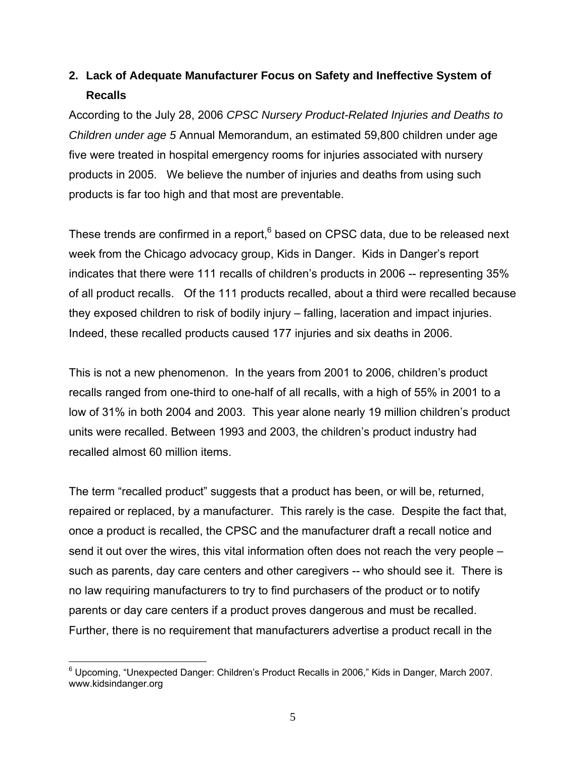## 2. Lack of Adequate Manufacturer Focus on Safety and Ineffective System of Recalls

According to the July 28, 2006 *CPSC Nursery Product-Related Injuries and Deaths to Children under age 5* Annual Memorandum, an estimated 59,800 children under age five were treated in hospital emergency rooms for injuries associated with nursery products in 2005. We believe the number of injuries and deaths from using such products is far too high and that most are preventable.

These trends are confirmed in a report,[6] based on CPSC data, due to be released next week from the Chicago advocacy group, Kids in Danger. Kids in Danger's report indicates that there were 111 recalls of children's products in 2006 -- representing 35% of all product recalls. Of the 111 products recalled, about a third were recalled because they exposed children to risk of bodily injury – falling, laceration and impact injuries. Indeed, these recalled products caused 177 injuries and six deaths in 2006.

This is not a new phenomenon. In the years from 2001 to 2006, children's product recalls ranged from one-third to one-half of all recalls, with a high of 55% in 2001 to a low of 31% in both 2004 and 2003. This year alone nearly 19 million children's product units were recalled. Between 1993 and 2003, the children's product industry had recalled almost 60 million items.

The term "recalled product" suggests that a product has been, or will be, returned, repaired or replaced, by a manufacturer. This rarely is the case. Despite the fact that, once a product is recalled, the CPSC and the manufacturer draft a recall notice and send it out over the wires, this vital information often does not reach the very people – such as parents, day care centers and other caregivers -- who should see it. There is no law requiring manufacturers to try to find purchasers of the product or to notify parents or day care centers if a product proves dangerous and must be recalled. Further, there is no requirement that manufacturers advertise a product recall in the

[6] Upcoming, "Unexpected Danger: Children's Product Recalls in 2006," Kids in Danger, March 2007. www.kidsindanger.org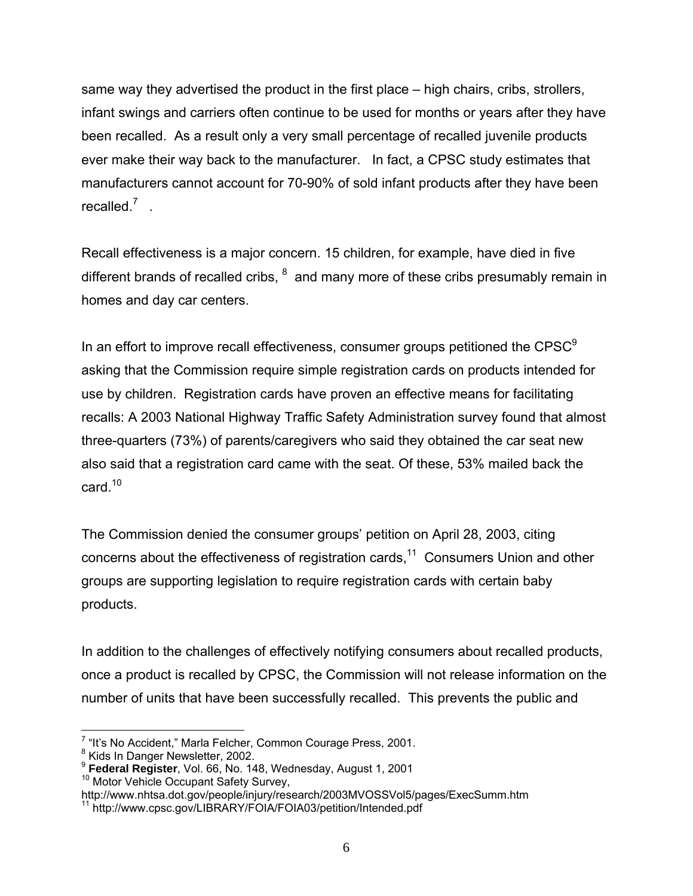same way they advertised the product in the first place – high chairs, cribs, strollers, infant swings and carriers often continue to be used for months or years after they have been recalled. As a result only a very small percentage of recalled juvenile products ever make their way back to the manufacturer. In fact, a CPSC study estimates that manufacturers cannot account for 70-90% of sold infant products after they have been recalled.[7] .

Recall effectiveness is a major concern. 15 children, for example, have died in five different brands of recalled cribs, [8] and many more of these cribs presumably remain in homes and day car centers.

In an effort to improve recall effectiveness, consumer groups petitioned the CPSC[9] asking that the Commission require simple registration cards on products intended for use by children. Registration cards have proven an effective means for facilitating recalls: A 2003 National Highway Traffic Safety Administration survey found that almost three-quarters (73%) of parents/caregivers who said they obtained the car seat new also said that a registration card came with the seat. Of these, 53% mailed back the card.[10]

The Commission denied the consumer groups' petition on April 28, 2003, citing concerns about the effectiveness of registration cards,[11] Consumers Union and other groups are supporting legislation to require registration cards with certain baby products.

In addition to the challenges of effectively notifying consumers about recalled products, once a product is recalled by CPSC, the Commission will not release information on the number of units that have been successfully recalled. This prevents the public and

---

[7] "It's No Accident," Marla Felcher, Common Courage Press, 2001.
[8] Kids In Danger Newsletter, 2002.
[9] **Federal Register**, Vol. 66, No. 148, Wednesday, August 1, 2001
[10] Motor Vehicle Occupant Safety Survey, http://www.nhtsa.dot.gov/people/injury/research/2003MVOSSVol5/pages/ExecSumm.htm
[11] http://www.cpsc.gov/LIBRARY/FOIA/FOIA03/petition/Intended.pdf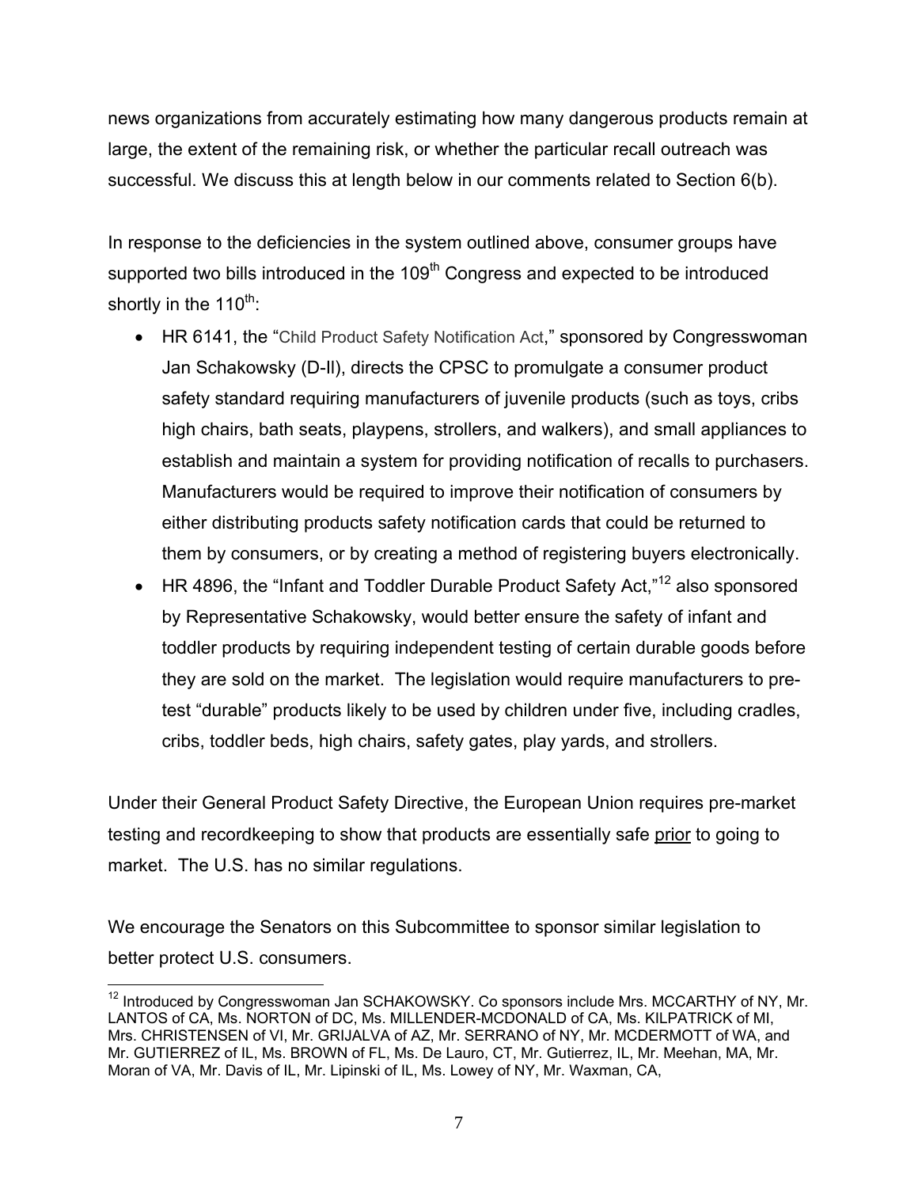news organizations from accurately estimating how many dangerous products remain at large, the extent of the remaining risk, or whether the particular recall outreach was successful. We discuss this at length below in our comments related to Section 6(b).

In response to the deficiencies in the system outlined above, consumer groups have supported two bills introduced in the 109th Congress and expected to be introduced shortly in the 110th:

- HR 6141, the "Child Product Safety Notification Act," sponsored by Congresswoman Jan Schakowsky (D-Il), directs the CPSC to promulgate a consumer product safety standard requiring manufacturers of juvenile products (such as toys, cribs high chairs, bath seats, playpens, strollers, and walkers), and small appliances to establish and maintain a system for providing notification of recalls to purchasers. Manufacturers would be required to improve their notification of consumers by either distributing products safety notification cards that could be returned to them by consumers, or by creating a method of registering buyers electronically.
- HR 4896, the "Infant and Toddler Durable Product Safety Act,"[12] also sponsored by Representative Schakowsky, would better ensure the safety of infant and toddler products by requiring independent testing of certain durable goods before they are sold on the market. The legislation would require manufacturers to pre-test "durable" products likely to be used by children under five, including cradles, cribs, toddler beds, high chairs, safety gates, play yards, and strollers.

Under their General Product Safety Directive, the European Union requires pre-market testing and recordkeeping to show that products are essentially safe prior to going to market. The U.S. has no similar regulations.

We encourage the Senators on this Subcommittee to sponsor similar legislation to better protect U.S. consumers.

---

[12] Introduced by Congresswoman Jan SCHAKOWSKY. Co sponsors include Mrs. MCCARTHY of NY, Mr. LANTOS of CA, Ms. NORTON of DC, Ms. MILLENDER-MCDONALD of CA, Ms. KILPATRICK of MI, Mrs. CHRISTENSEN of VI, Mr. GRIJALVA of AZ, Mr. SERRANO of NY, Mr. MCDERMOTT of WA, and Mr. GUTIERREZ of IL, Ms. BROWN of FL, Ms. De Lauro, CT, Mr. Gutierrez, IL, Mr. Meehan, MA, Mr. Moran of VA, Mr. Davis of IL, Mr. Lipinski of IL, Ms. Lowey of NY, Mr. Waxman, CA,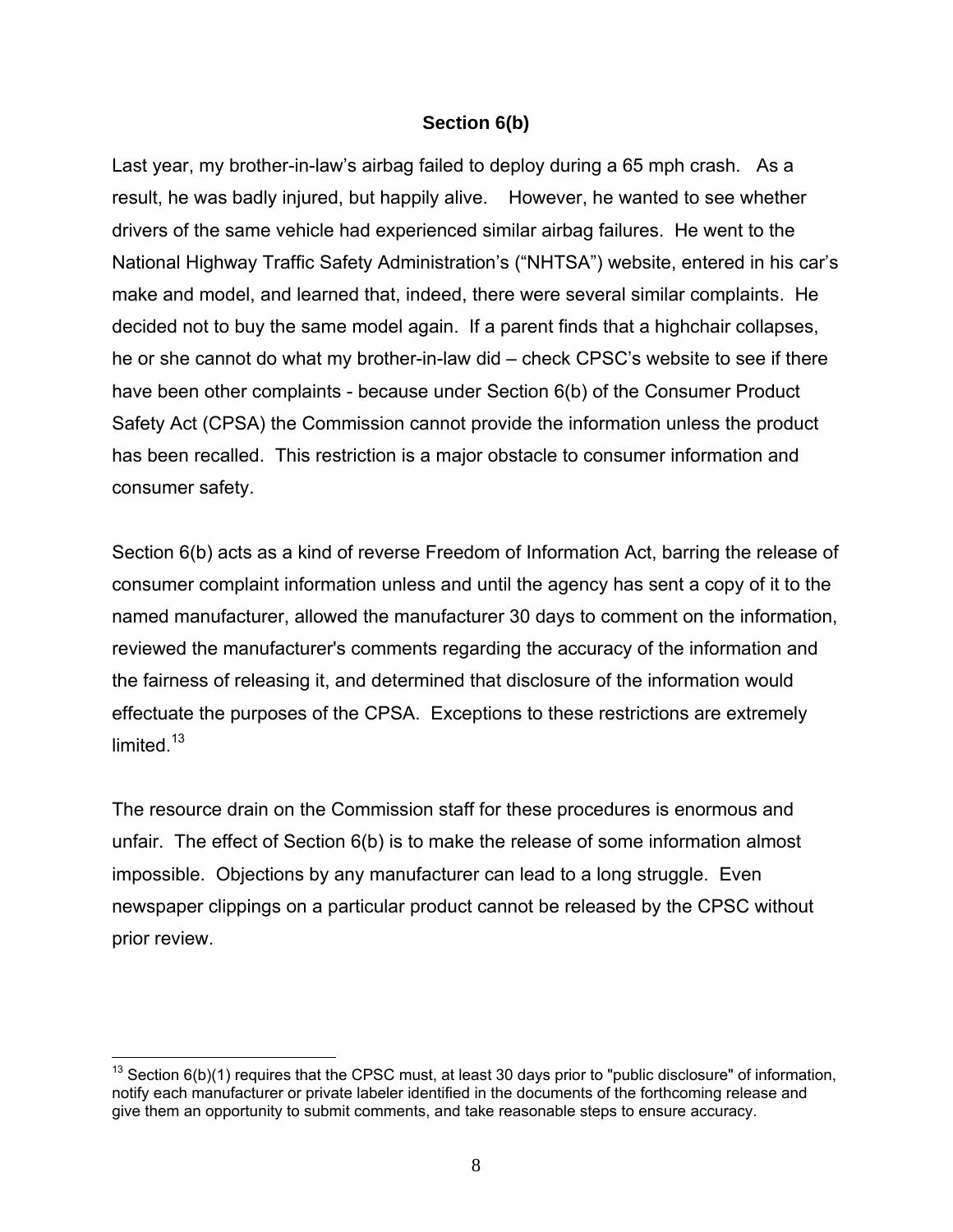## Section 6(b)

Last year, my brother-in-law's airbag failed to deploy during a 65 mph crash. As a result, he was badly injured, but happily alive. However, he wanted to see whether drivers of the same vehicle had experienced similar airbag failures. He went to the National Highway Traffic Safety Administration's ("NHTSA") website, entered in his car's make and model, and learned that, indeed, there were several similar complaints. He decided not to buy the same model again. If a parent finds that a highchair collapses, he or she cannot do what my brother-in-law did – check CPSC's website to see if there have been other complaints - because under Section 6(b) of the Consumer Product Safety Act (CPSA) the Commission cannot provide the information unless the product has been recalled. This restriction is a major obstacle to consumer information and consumer safety.

Section 6(b) acts as a kind of reverse Freedom of Information Act, barring the release of consumer complaint information unless and until the agency has sent a copy of it to the named manufacturer, allowed the manufacturer 30 days to comment on the information, reviewed the manufacturer's comments regarding the accuracy of the information and the fairness of releasing it, and determined that disclosure of the information would effectuate the purposes of the CPSA. Exceptions to these restrictions are extremely limited.[13]

The resource drain on the Commission staff for these procedures is enormous and unfair. The effect of Section 6(b) is to make the release of some information almost impossible. Objections by any manufacturer can lead to a long struggle. Even newspaper clippings on a particular product cannot be released by the CPSC without prior review.

---

[13] Section 6(b)(1) requires that the CPSC must, at least 30 days prior to "public disclosure" of information, notify each manufacturer or private labeler identified in the documents of the forthcoming release and give them an opportunity to submit comments, and take reasonable steps to ensure accuracy.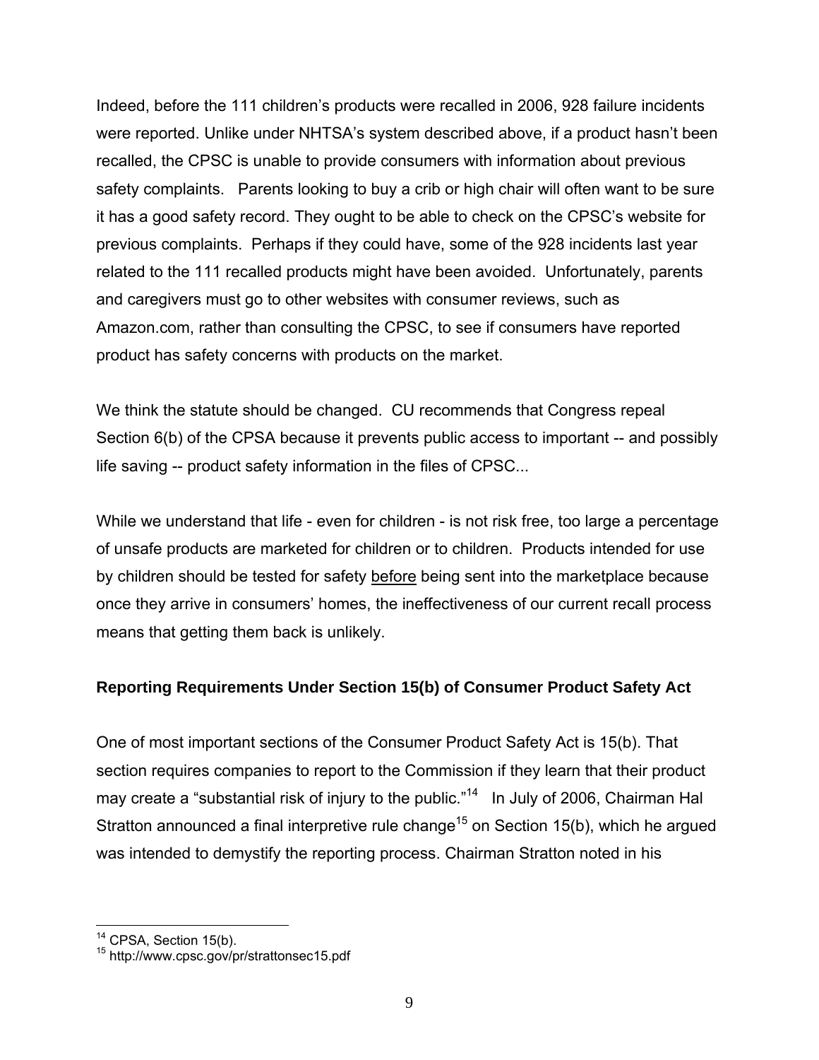Indeed, before the 111 children's products were recalled in 2006, 928 failure incidents were reported. Unlike under NHTSA's system described above, if a product hasn't been recalled, the CPSC is unable to provide consumers with information about previous safety complaints. Parents looking to buy a crib or high chair will often want to be sure it has a good safety record. They ought to be able to check on the CPSC's website for previous complaints. Perhaps if they could have, some of the 928 incidents last year related to the 111 recalled products might have been avoided. Unfortunately, parents and caregivers must go to other websites with consumer reviews, such as Amazon.com, rather than consulting the CPSC, to see if consumers have reported product has safety concerns with products on the market.

We think the statute should be changed. CU recommends that Congress repeal Section 6(b) of the CPSA because it prevents public access to important -- and possibly life saving -- product safety information in the files of CPSC...

While we understand that life - even for children - is not risk free, too large a percentage of unsafe products are marketed for children or to children. Products intended for use by children should be tested for safety <u>before</u> being sent into the marketplace because once they arrive in consumers' homes, the ineffectiveness of our current recall process means that getting them back is unlikely.

**Reporting Requirements Under Section 15(b) of Consumer Product Safety Act**

One of most important sections of the Consumer Product Safety Act is 15(b). That section requires companies to report to the Commission if they learn that their product may create a "substantial risk of injury to the public."[14] In July of 2006, Chairman Hal Stratton announced a final interpretive rule change[15] on Section 15(b), which he argued was intended to demystify the reporting process. Chairman Stratton noted in his

---

[14] CPSA, Section 15(b).

[15] http://www.cpsc.gov/pr/strattonsec15.pdf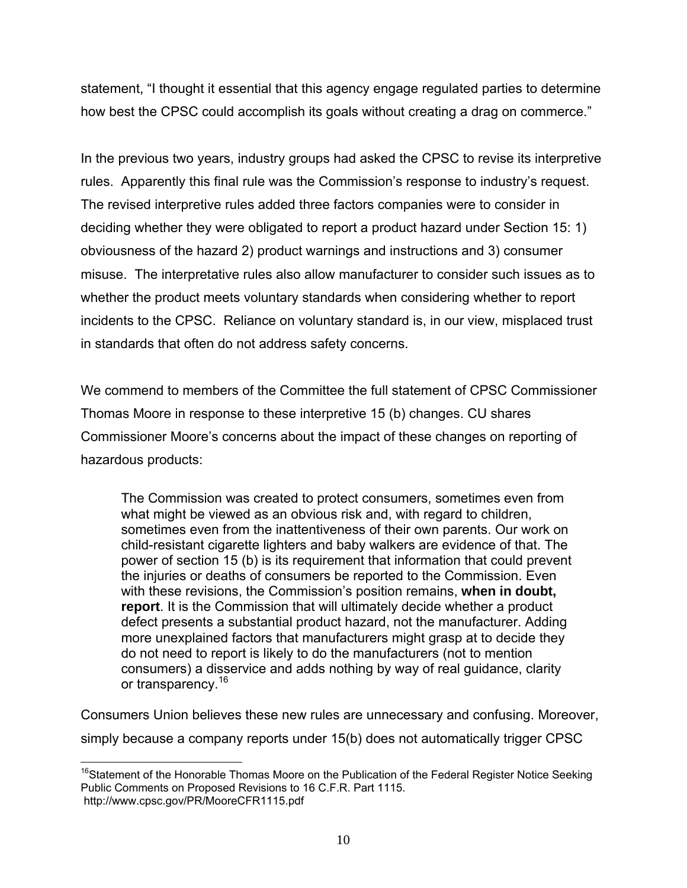statement, "I thought it essential that this agency engage regulated parties to determine how best the CPSC could accomplish its goals without creating a drag on commerce."

In the previous two years, industry groups had asked the CPSC to revise its interpretive rules. Apparently this final rule was the Commission's response to industry's request. The revised interpretive rules added three factors companies were to consider in deciding whether they were obligated to report a product hazard under Section 15: 1) obviousness of the hazard 2) product warnings and instructions and 3) consumer misuse. The interpretative rules also allow manufacturer to consider such issues as to whether the product meets voluntary standards when considering whether to report incidents to the CPSC. Reliance on voluntary standard is, in our view, misplaced trust in standards that often do not address safety concerns.

We commend to members of the Committee the full statement of CPSC Commissioner Thomas Moore in response to these interpretive 15 (b) changes. CU shares Commissioner Moore's concerns about the impact of these changes on reporting of hazardous products:

> The Commission was created to protect consumers, sometimes even from what might be viewed as an obvious risk and, with regard to children, sometimes even from the inattentiveness of their own parents. Our work on child-resistant cigarette lighters and baby walkers are evidence of that. The power of section 15 (b) is its requirement that information that could prevent the injuries or deaths of consumers be reported to the Commission. Even with these revisions, the Commission's position remains, **when in doubt, report**. It is the Commission that will ultimately decide whether a product defect presents a substantial product hazard, not the manufacturer. Adding more unexplained factors that manufacturers might grasp at to decide they do not need to report is likely to do the manufacturers (not to mention consumers) a disservice and adds nothing by way of real guidance, clarity or transparency.[16]

Consumers Union believes these new rules are unnecessary and confusing. Moreover, simply because a company reports under 15(b) does not automatically trigger CPSC

---

[16]Statement of the Honorable Thomas Moore on the Publication of the Federal Register Notice Seeking Public Comments on Proposed Revisions to 16 C.F.R. Part 1115.
http://www.cpsc.gov/PR/MooreCFR1115.pdf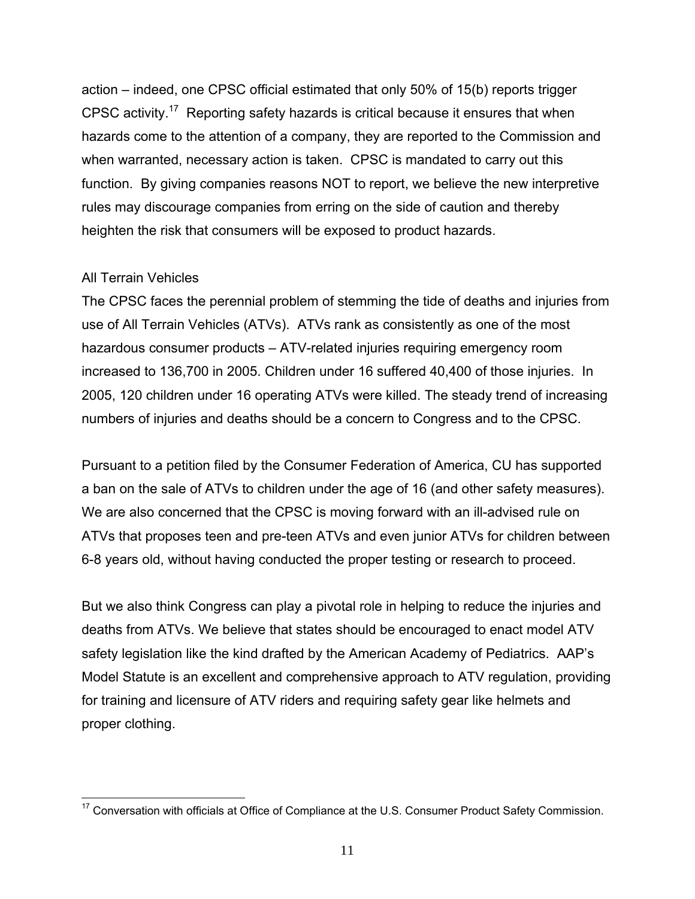action – indeed, one CPSC official estimated that only 50% of 15(b) reports trigger CPSC activity.[17] Reporting safety hazards is critical because it ensures that when hazards come to the attention of a company, they are reported to the Commission and when warranted, necessary action is taken. CPSC is mandated to carry out this function. By giving companies reasons NOT to report, we believe the new interpretive rules may discourage companies from erring on the side of caution and thereby heighten the risk that consumers will be exposed to product hazards.

All Terrain Vehicles

The CPSC faces the perennial problem of stemming the tide of deaths and injuries from use of All Terrain Vehicles (ATVs). ATVs rank as consistently as one of the most hazardous consumer products – ATV-related injuries requiring emergency room increased to 136,700 in 2005. Children under 16 suffered 40,400 of those injuries. In 2005, 120 children under 16 operating ATVs were killed. The steady trend of increasing numbers of injuries and deaths should be a concern to Congress and to the CPSC.

Pursuant to a petition filed by the Consumer Federation of America, CU has supported a ban on the sale of ATVs to children under the age of 16 (and other safety measures). We are also concerned that the CPSC is moving forward with an ill-advised rule on ATVs that proposes teen and pre-teen ATVs and even junior ATVs for children between 6-8 years old, without having conducted the proper testing or research to proceed.

But we also think Congress can play a pivotal role in helping to reduce the injuries and deaths from ATVs. We believe that states should be encouraged to enact model ATV safety legislation like the kind drafted by the American Academy of Pediatrics. AAP's Model Statute is an excellent and comprehensive approach to ATV regulation, providing for training and licensure of ATV riders and requiring safety gear like helmets and proper clothing.

[17] Conversation with officials at Office of Compliance at the U.S. Consumer Product Safety Commission.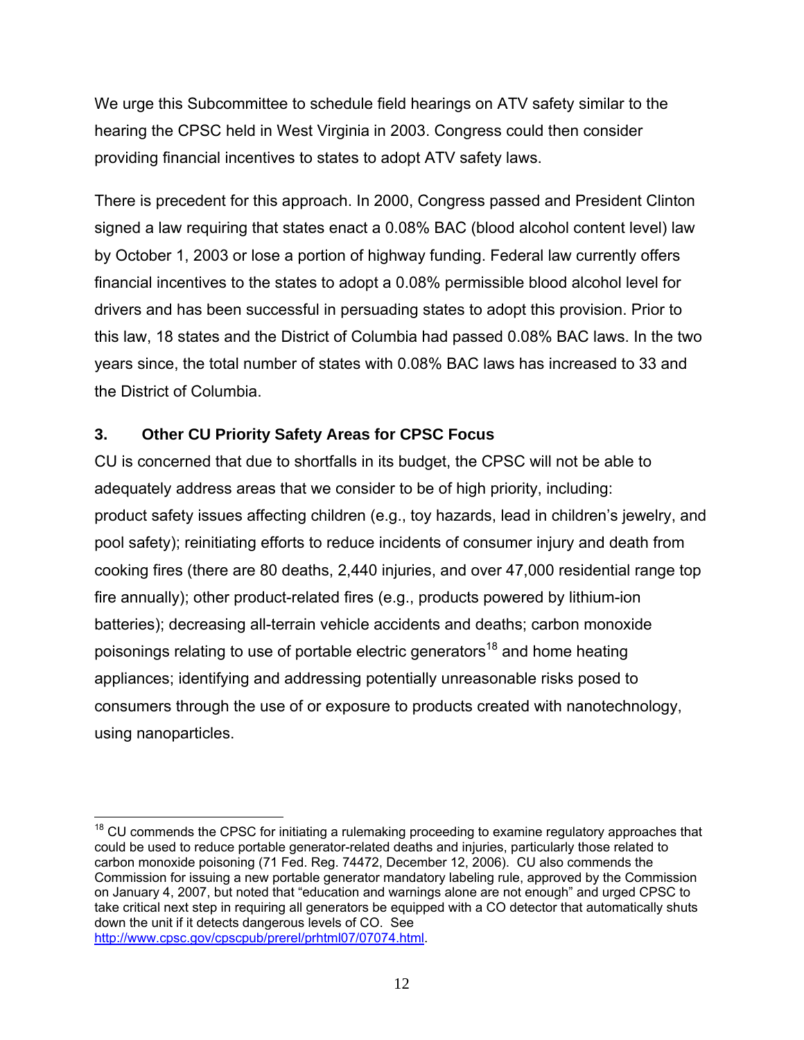We urge this Subcommittee to schedule field hearings on ATV safety similar to the hearing the CPSC held in West Virginia in 2003. Congress could then consider providing financial incentives to states to adopt ATV safety laws.

There is precedent for this approach. In 2000, Congress passed and President Clinton signed a law requiring that states enact a 0.08% BAC (blood alcohol content level) law by October 1, 2003 or lose a portion of highway funding. Federal law currently offers financial incentives to the states to adopt a 0.08% permissible blood alcohol level for drivers and has been successful in persuading states to adopt this provision. Prior to this law, 18 states and the District of Columbia had passed 0.08% BAC laws. In the two years since, the total number of states with 0.08% BAC laws has increased to 33 and the District of Columbia.

### 3. Other CU Priority Safety Areas for CPSC Focus

CU is concerned that due to shortfalls in its budget, the CPSC will not be able to adequately address areas that we consider to be of high priority, including: product safety issues affecting children (e.g., toy hazards, lead in children's jewelry, and pool safety); reinitiating efforts to reduce incidents of consumer injury and death from cooking fires (there are 80 deaths, 2,440 injuries, and over 47,000 residential range top fire annually); other product-related fires (e.g., products powered by lithium-ion batteries); decreasing all-terrain vehicle accidents and deaths; carbon monoxide poisonings relating to use of portable electric generators[18] and home heating appliances; identifying and addressing potentially unreasonable risks posed to consumers through the use of or exposure to products created with nanotechnology, using nanoparticles.

---

[18] CU commends the CPSC for initiating a rulemaking proceeding to examine regulatory approaches that could be used to reduce portable generator-related deaths and injuries, particularly those related to carbon monoxide poisoning (71 Fed. Reg. 74472, December 12, 2006). CU also commends the Commission for issuing a new portable generator mandatory labeling rule, approved by the Commission on January 4, 2007, but noted that "education and warnings alone are not enough" and urged CPSC to take critical next step in requiring all generators be equipped with a CO detector that automatically shuts down the unit if it detects dangerous levels of CO. See http://www.cpsc.gov/cpscpub/prerel/prhtml07/07074.html.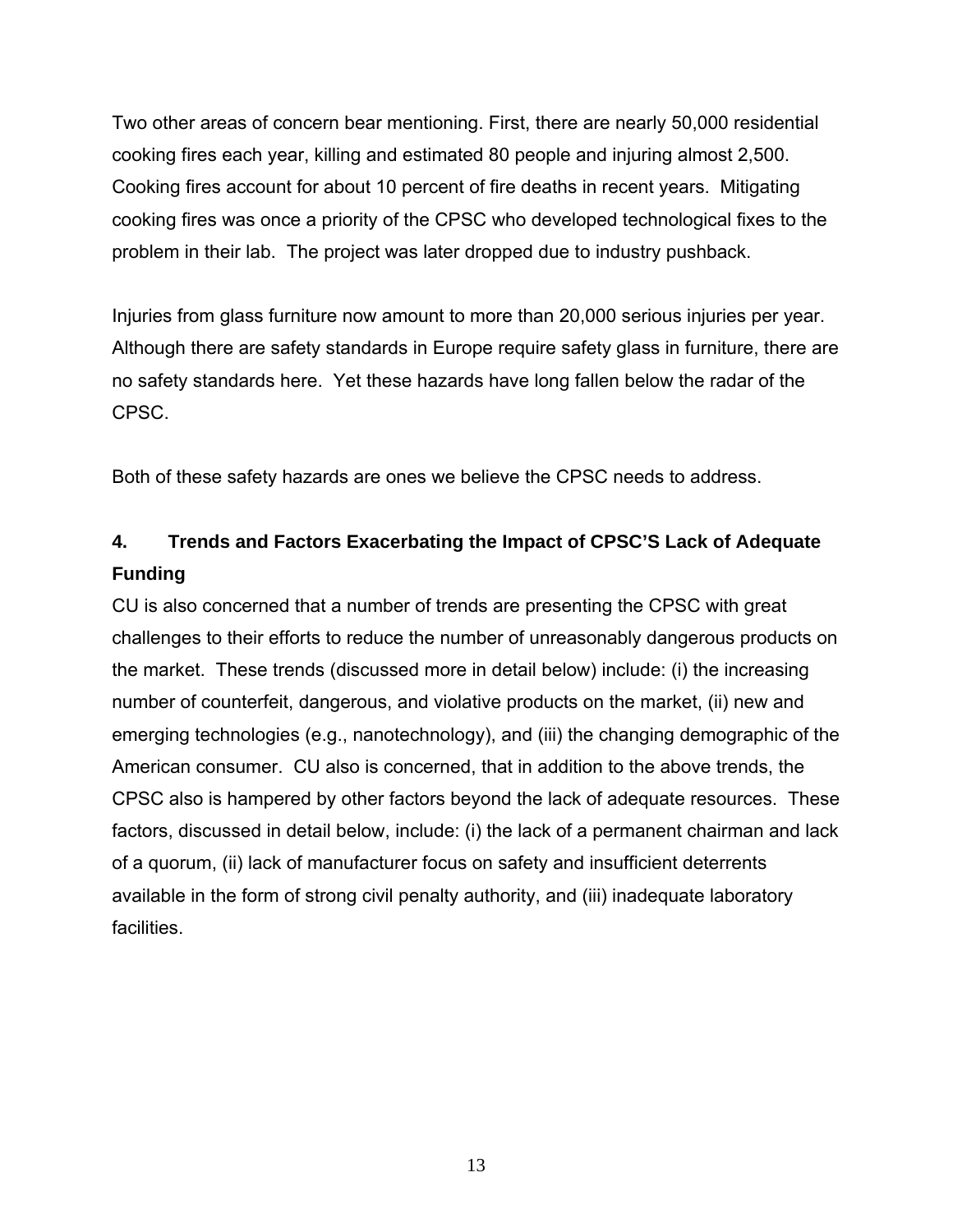Two other areas of concern bear mentioning. First, there are nearly 50,000 residential cooking fires each year, killing and estimated 80 people and injuring almost 2,500. Cooking fires account for about 10 percent of fire deaths in recent years. Mitigating cooking fires was once a priority of the CPSC who developed technological fixes to the problem in their lab. The project was later dropped due to industry pushback.

Injuries from glass furniture now amount to more than 20,000 serious injuries per year. Although there are safety standards in Europe require safety glass in furniture, there are no safety standards here. Yet these hazards have long fallen below the radar of the CPSC.

Both of these safety hazards are ones we believe the CPSC needs to address.

### 4. Trends and Factors Exacerbating the Impact of CPSC'S Lack of Adequate Funding

CU is also concerned that a number of trends are presenting the CPSC with great challenges to their efforts to reduce the number of unreasonably dangerous products on the market. These trends (discussed more in detail below) include: (i) the increasing number of counterfeit, dangerous, and violative products on the market, (ii) new and emerging technologies (e.g., nanotechnology), and (iii) the changing demographic of the American consumer. CU also is concerned, that in addition to the above trends, the CPSC also is hampered by other factors beyond the lack of adequate resources. These factors, discussed in detail below, include: (i) the lack of a permanent chairman and lack of a quorum, (ii) lack of manufacturer focus on safety and insufficient deterrents available in the form of strong civil penalty authority, and (iii) inadequate laboratory facilities.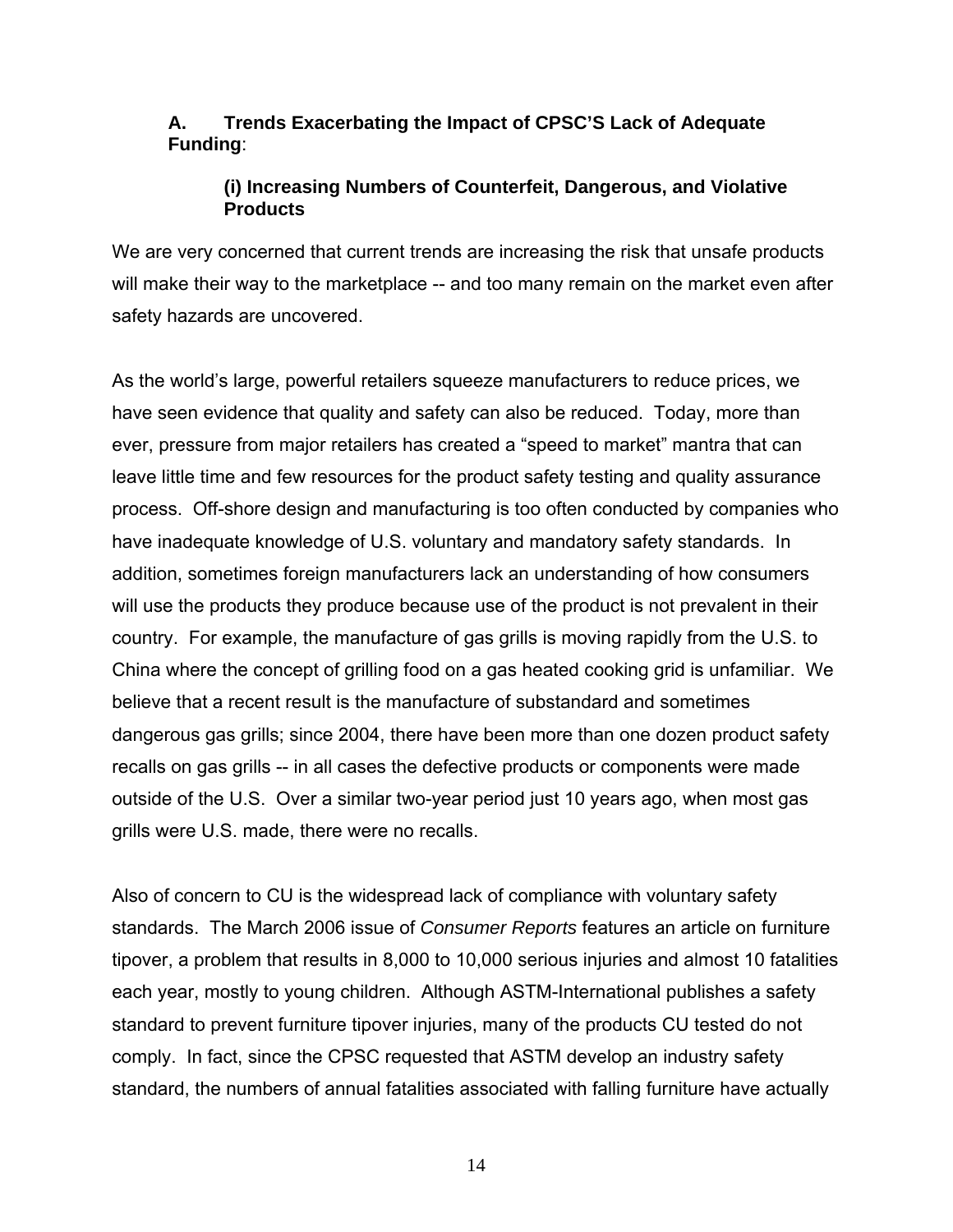### A. Trends Exacerbating the Impact of CPSC'S Lack of Adequate Funding:

#### (i) Increasing Numbers of Counterfeit, Dangerous, and Violative Products

We are very concerned that current trends are increasing the risk that unsafe products will make their way to the marketplace -- and too many remain on the market even after safety hazards are uncovered.

As the world's large, powerful retailers squeeze manufacturers to reduce prices, we have seen evidence that quality and safety can also be reduced. Today, more than ever, pressure from major retailers has created a "speed to market" mantra that can leave little time and few resources for the product safety testing and quality assurance process. Off-shore design and manufacturing is too often conducted by companies who have inadequate knowledge of U.S. voluntary and mandatory safety standards. In addition, sometimes foreign manufacturers lack an understanding of how consumers will use the products they produce because use of the product is not prevalent in their country. For example, the manufacture of gas grills is moving rapidly from the U.S. to China where the concept of grilling food on a gas heated cooking grid is unfamiliar. We believe that a recent result is the manufacture of substandard and sometimes dangerous gas grills; since 2004, there have been more than one dozen product safety recalls on gas grills -- in all cases the defective products or components were made outside of the U.S. Over a similar two-year period just 10 years ago, when most gas grills were U.S. made, there were no recalls.

Also of concern to CU is the widespread lack of compliance with voluntary safety standards. The March 2006 issue of *Consumer Reports* features an article on furniture tipover, a problem that results in 8,000 to 10,000 serious injuries and almost 10 fatalities each year, mostly to young children. Although ASTM-International publishes a safety standard to prevent furniture tipover injuries, many of the products CU tested do not comply. In fact, since the CPSC requested that ASTM develop an industry safety standard, the numbers of annual fatalities associated with falling furniture have actually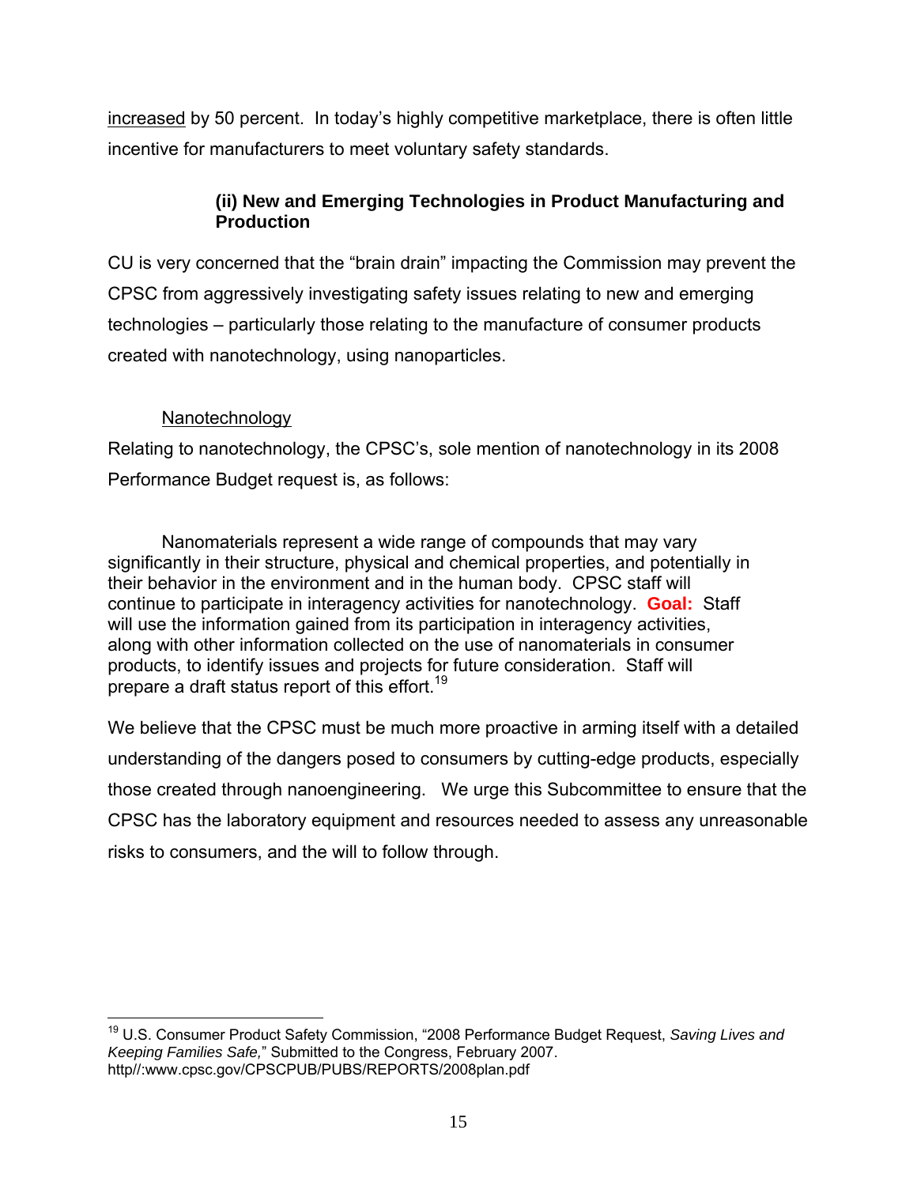increased by 50 percent. In today's highly competitive marketplace, there is often little incentive for manufacturers to meet voluntary safety standards.

### (ii) New and Emerging Technologies in Product Manufacturing and Production

CU is very concerned that the "brain drain" impacting the Commission may prevent the CPSC from aggressively investigating safety issues relating to new and emerging technologies – particularly those relating to the manufacture of consumer products created with nanotechnology, using nanoparticles.

Nanotechnology

Relating to nanotechnology, the CPSC's, sole mention of nanotechnology in its 2008 Performance Budget request is, as follows:

> Nanomaterials represent a wide range of compounds that may vary significantly in their structure, physical and chemical properties, and potentially in their behavior in the environment and in the human body. CPSC staff will continue to participate in interagency activities for nanotechnology. **Goal:** Staff will use the information gained from its participation in interagency activities, along with other information collected on the use of nanomaterials in consumer products, to identify issues and projects for future consideration. Staff will prepare a draft status report of this effort.[19]

We believe that the CPSC must be much more proactive in arming itself with a detailed understanding of the dangers posed to consumers by cutting-edge products, especially those created through nanoengineering. We urge this Subcommittee to ensure that the CPSC has the laboratory equipment and resources needed to assess any unreasonable risks to consumers, and the will to follow through.

---

[19] U.S. Consumer Product Safety Commission, "2008 Performance Budget Request, *Saving Lives and Keeping Families Safe,*" Submitted to the Congress, February 2007. http//:www.cpsc.gov/CPSCPUB/PUBS/REPORTS/2008plan.pdf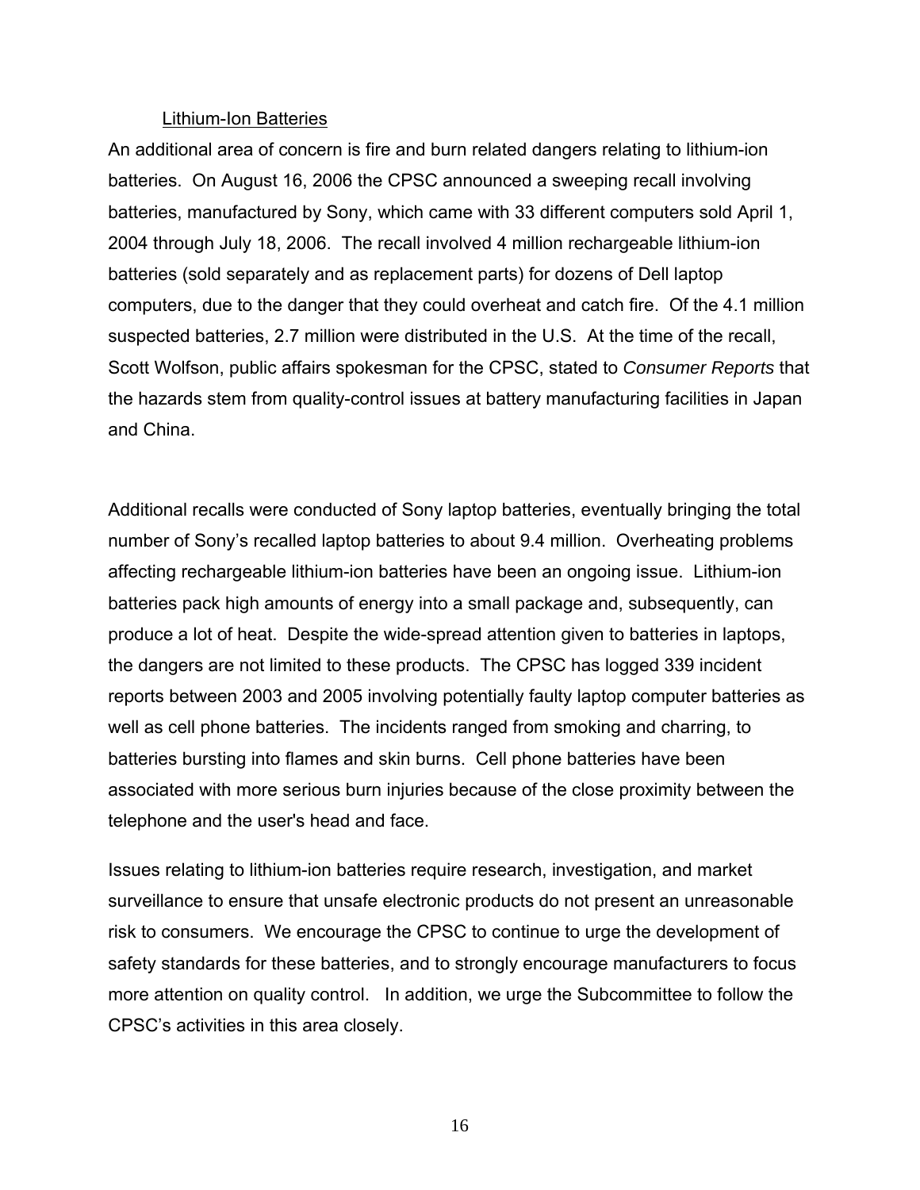Lithium-Ion Batteries

An additional area of concern is fire and burn related dangers relating to lithium-ion batteries. On August 16, 2006 the CPSC announced a sweeping recall involving batteries, manufactured by Sony, which came with 33 different computers sold April 1, 2004 through July 18, 2006. The recall involved 4 million rechargeable lithium-ion batteries (sold separately and as replacement parts) for dozens of Dell laptop computers, due to the danger that they could overheat and catch fire. Of the 4.1 million suspected batteries, 2.7 million were distributed in the U.S. At the time of the recall, Scott Wolfson, public affairs spokesman for the CPSC, stated to *Consumer Reports* that the hazards stem from quality-control issues at battery manufacturing facilities in Japan and China.

Additional recalls were conducted of Sony laptop batteries, eventually bringing the total number of Sony's recalled laptop batteries to about 9.4 million. Overheating problems affecting rechargeable lithium-ion batteries have been an ongoing issue. Lithium-ion batteries pack high amounts of energy into a small package and, subsequently, can produce a lot of heat. Despite the wide-spread attention given to batteries in laptops, the dangers are not limited to these products. The CPSC has logged 339 incident reports between 2003 and 2005 involving potentially faulty laptop computer batteries as well as cell phone batteries. The incidents ranged from smoking and charring, to batteries bursting into flames and skin burns. Cell phone batteries have been associated with more serious burn injuries because of the close proximity between the telephone and the user's head and face.

Issues relating to lithium-ion batteries require research, investigation, and market surveillance to ensure that unsafe electronic products do not present an unreasonable risk to consumers. We encourage the CPSC to continue to urge the development of safety standards for these batteries, and to strongly encourage manufacturers to focus more attention on quality control. In addition, we urge the Subcommittee to follow the CPSC's activities in this area closely.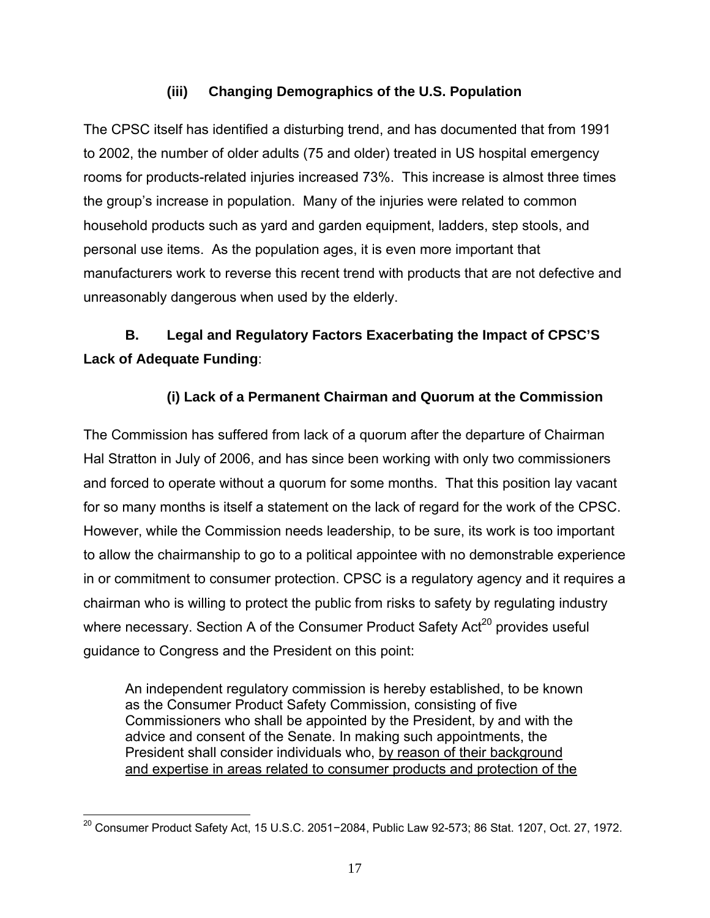#### (iii) Changing Demographics of the U.S. Population

The CPSC itself has identified a disturbing trend, and has documented that from 1991 to 2002, the number of older adults (75 and older) treated in US hospital emergency rooms for products-related injuries increased 73%. This increase is almost three times the group's increase in population. Many of the injuries were related to common household products such as yard and garden equipment, ladders, step stools, and personal use items. As the population ages, it is even more important that manufacturers work to reverse this recent trend with products that are not defective and unreasonably dangerous when used by the elderly.

### B. Legal and Regulatory Factors Exacerbating the Impact of CPSC'S Lack of Adequate Funding:

#### (i) Lack of a Permanent Chairman and Quorum at the Commission

The Commission has suffered from lack of a quorum after the departure of Chairman Hal Stratton in July of 2006, and has since been working with only two commissioners and forced to operate without a quorum for some months. That this position lay vacant for so many months is itself a statement on the lack of regard for the work of the CPSC. However, while the Commission needs leadership, to be sure, its work is too important to allow the chairmanship to go to a political appointee with no demonstrable experience in or commitment to consumer protection. CPSC is a regulatory agency and it requires a chairman who is willing to protect the public from risks to safety by regulating industry where necessary. Section A of the Consumer Product Safety Act[20] provides useful guidance to Congress and the President on this point:

> An independent regulatory commission is hereby established, to be known as the Consumer Product Safety Commission, consisting of five Commissioners who shall be appointed by the President, by and with the advice and consent of the Senate. In making such appointments, the President shall consider individuals who, <u>by reason of their background and expertise in areas related to consumer products and protection of the</u>

---

[20] Consumer Product Safety Act, 15 U.S.C. 2051−2084, Public Law 92-573; 86 Stat. 1207, Oct. 27, 1972.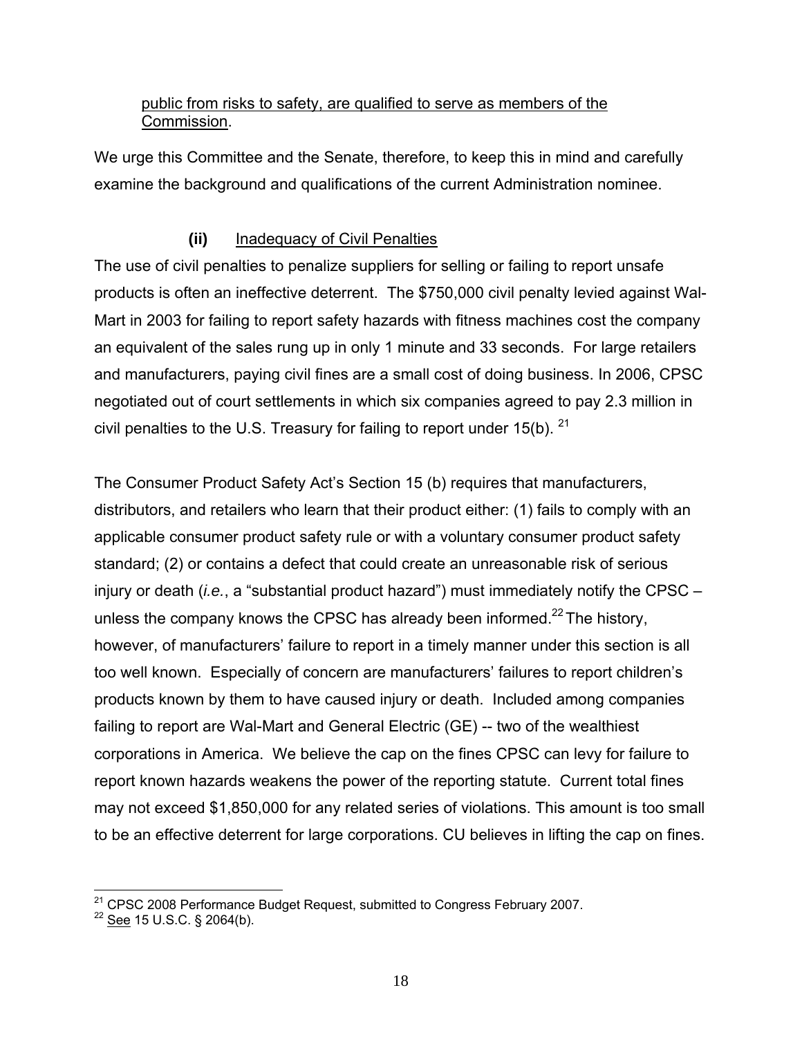public from risks to safety, are qualified to serve as members of the Commission.

We urge this Committee and the Senate, therefore, to keep this in mind and carefully examine the background and qualifications of the current Administration nominee.

**(ii)** Inadequacy of Civil Penalties

The use of civil penalties to penalize suppliers for selling or failing to report unsafe products is often an ineffective deterrent. The $750,000 civil penalty levied against Wal-Mart in 2003 for failing to report safety hazards with fitness machines cost the company an equivalent of the sales rung up in only 1 minute and 33 seconds. For large retailers and manufacturers, paying civil fines are a small cost of doing business. In 2006, CPSC negotiated out of court settlements in which six companies agreed to pay 2.3 million in civil penalties to the U.S. Treasury for failing to report under 15(b).[21]

The Consumer Product Safety Act's Section 15 (b) requires that manufacturers, distributors, and retailers who learn that their product either: (1) fails to comply with an applicable consumer product safety rule or with a voluntary consumer product safety standard; (2) or contains a defect that could create an unreasonable risk of serious injury or death (*i.e.*, a "substantial product hazard") must immediately notify the CPSC – unless the company knows the CPSC has already been informed.[22] The history, however, of manufacturers' failure to report in a timely manner under this section is all too well known. Especially of concern are manufacturers' failures to report children's products known by them to have caused injury or death. Included among companies failing to report are Wal-Mart and General Electric (GE) -- two of the wealthiest corporations in America. We believe the cap on the fines CPSC can levy for failure to report known hazards weakens the power of the reporting statute. Current total fines may not exceed $1,850,000 for any related series of violations. This amount is too small to be an effective deterrent for large corporations. CU believes in lifting the cap on fines.

---

[21] CPSC 2008 Performance Budget Request, submitted to Congress February 2007.

[22] See 15 U.S.C. § 2064(b).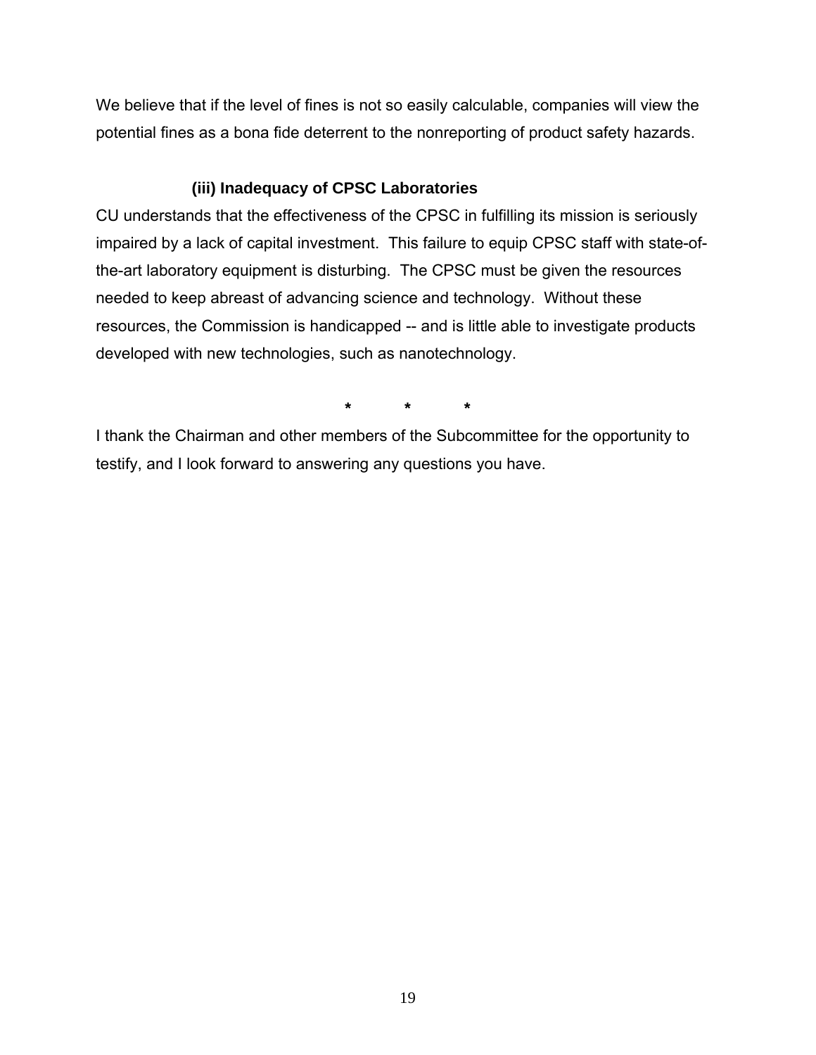We believe that if the level of fines is not so easily calculable, companies will view the potential fines as a bona fide deterrent to the nonreporting of product safety hazards.

### (iii) Inadequacy of CPSC Laboratories

CU understands that the effectiveness of the CPSC in fulfilling its mission is seriously impaired by a lack of capital investment. This failure to equip CPSC staff with state-of-the-art laboratory equipment is disturbing. The CPSC must be given the resources needed to keep abreast of advancing science and technology. Without these resources, the Commission is handicapped -- and is little able to investigate products developed with new technologies, such as nanotechnology.

\* \* \*

I thank the Chairman and other members of the Subcommittee for the opportunity to testify, and I look forward to answering any questions you have.